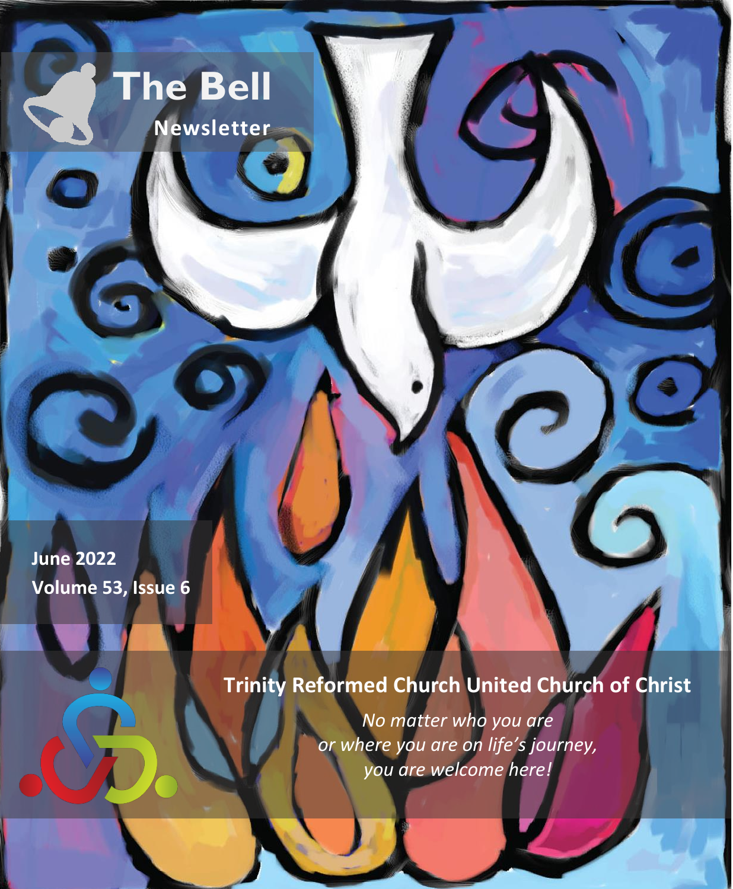# The Bell

## Newsletter

**June 2022**
**Volume 53, Issue 6**

## Trinity Reformed Church United Church of Christ

*No matter who you are*
*or where you are on life's journey,*
*you are welcome here!*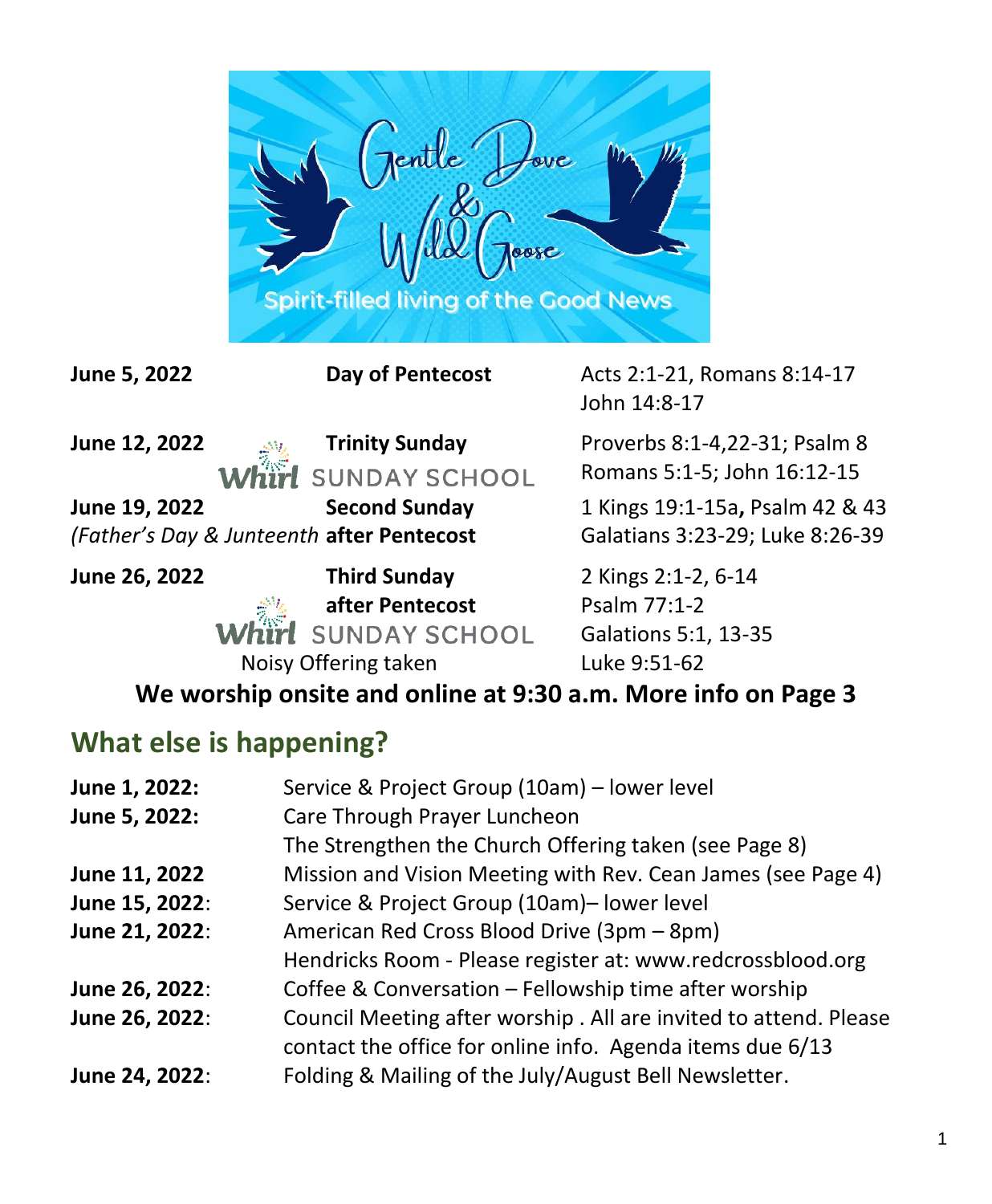Gentle Dove & Wild Goose

Spirit-filled living of the Good News

| | | |
|---|---|---|
| **June 5, 2022** | **Day of Pentecost** | Acts 2:1-21, Romans 8:14-17 John 14:8-17 |
| **June 12, 2022** Whirl SUNDAY SCHOOL | **Trinity Sunday** | Proverbs 8:1-4,22-31; Psalm 8 Romans 5:1-5; John 16:12-15 |
| **June 19, 2022** *(Father's Day & Junteenth* | **Second Sunday after Pentecost** | 1 Kings 19:1-15a**,** Psalm 42 & 43 Galatians 3:23-29; Luke 8:26-39 |
| **June 26, 2022** Whirl SUNDAY SCHOOL Noisy Offering taken | **Third Sunday after Pentecost** | 2 Kings 2:1-2, 6-14 Psalm 77:1-2 Galations 5:1, 13-35 Luke 9:51-62 |

**We worship onsite and online at 9:30 a.m. More info on Page 3**

## What else is happening?

| | |
|---|---|
| **June 1, 2022:** | Service & Project Group (10am) – lower level |
| **June 5, 2022:** | Care Through Prayer Luncheon<br>The Strengthen the Church Offering taken (see Page 8) |
| **June 11, 2022** | Mission and Vision Meeting with Rev. Cean James (see Page 4) |
| **June 15, 2022**: | Service & Project Group (10am)– lower level |
| **June 21, 2022**: | American Red Cross Blood Drive (3pm – 8pm)<br>Hendricks Room - Please register at: www.redcrossblood.org |
| **June 26, 2022**: | Coffee & Conversation – Fellowship time after worship |
| **June 26, 2022**: | Council Meeting after worship . All are invited to attend. Please contact the office for online info. Agenda items due 6/13 |
| **June 24, 2022**: | Folding & Mailing of the July/August Bell Newsletter. |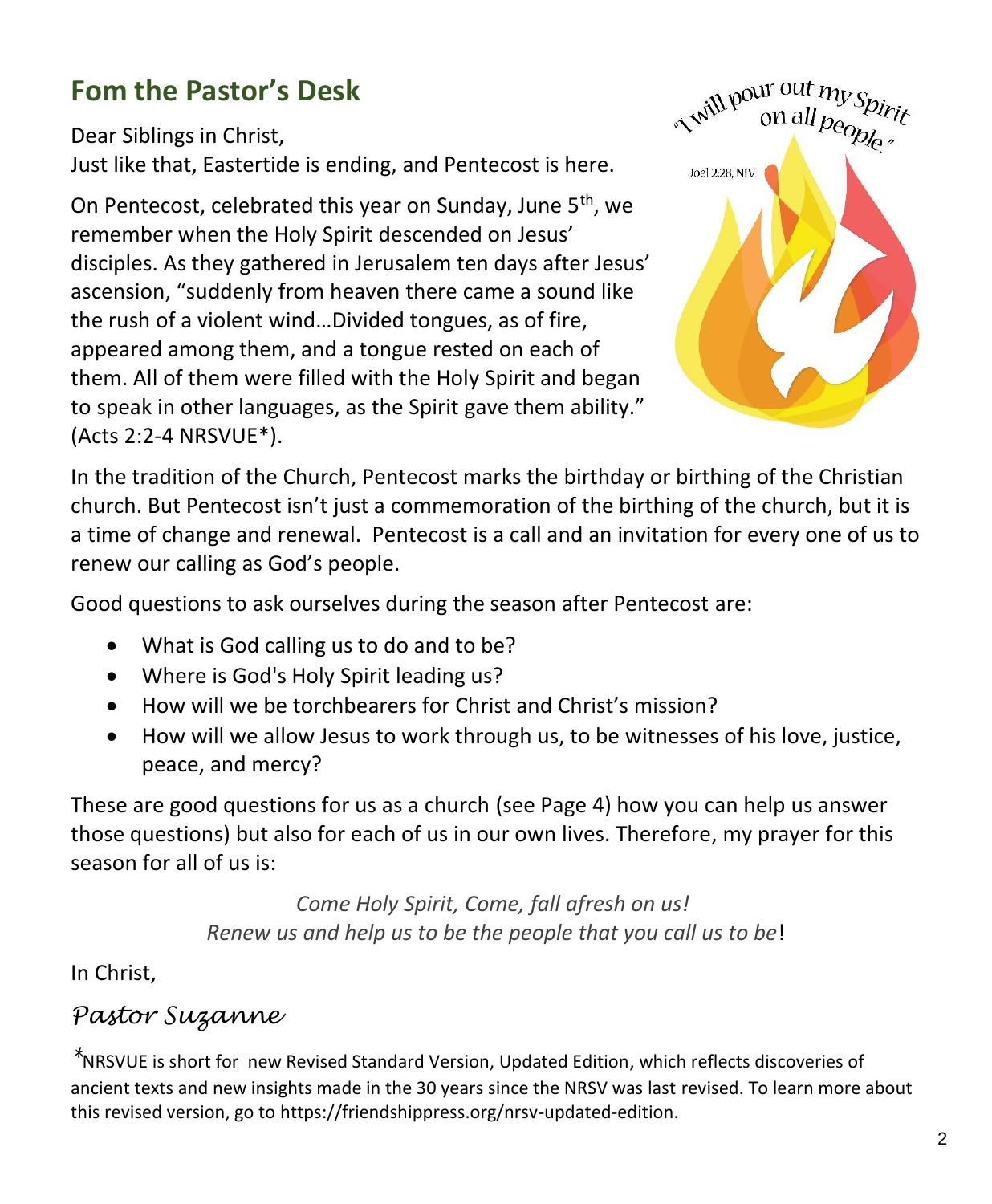## Fom the Pastor's Desk

Dear Siblings in Christ,
Just like that, Eastertide is ending, and Pentecost is here.

On Pentecost, celebrated this year on Sunday, June 5th, we remember when the Holy Spirit descended on Jesus' disciples. As they gathered in Jerusalem ten days after Jesus' ascension, "suddenly from heaven there came a sound like the rush of a violent wind…Divided tongues, as of fire, appeared among them, and a tongue rested on each of them. All of them were filled with the Holy Spirit and began to speak in other languages, as the Spirit gave them ability." (Acts 2:2-4 NRSVUE*).

"I will pour out my Spirit on all people."
Joel 2:28, NIV

In the tradition of the Church, Pentecost marks the birthday or birthing of the Christian church. But Pentecost isn't just a commemoration of the birthing of the church, but it is a time of change and renewal. Pentecost is a call and an invitation for every one of us to renew our calling as God's people.

Good questions to ask ourselves during the season after Pentecost are:

- What is God calling us to do and to be?
- Where is God's Holy Spirit leading us?
- How will we be torchbearers for Christ and Christ's mission?
- How will we allow Jesus to work through us, to be witnesses of his love, justice, peace, and mercy?

These are good questions for us as a church (see Page 4) how you can help us answer those questions) but also for each of us in our own lives. Therefore, my prayer for this season for all of us is:

*Come Holy Spirit, Come, fall afresh on us!*
*Renew us and help us to be the people that you call us to be*!

In Christ,

*Pastor Suzanne*

*NRSVUE is short for new Revised Standard Version, Updated Edition, which reflects discoveries of ancient texts and new insights made in the 30 years since the NRSV was last revised. To learn more about this revised version, go to https://friendshippress.org/nrsv-updated-edition.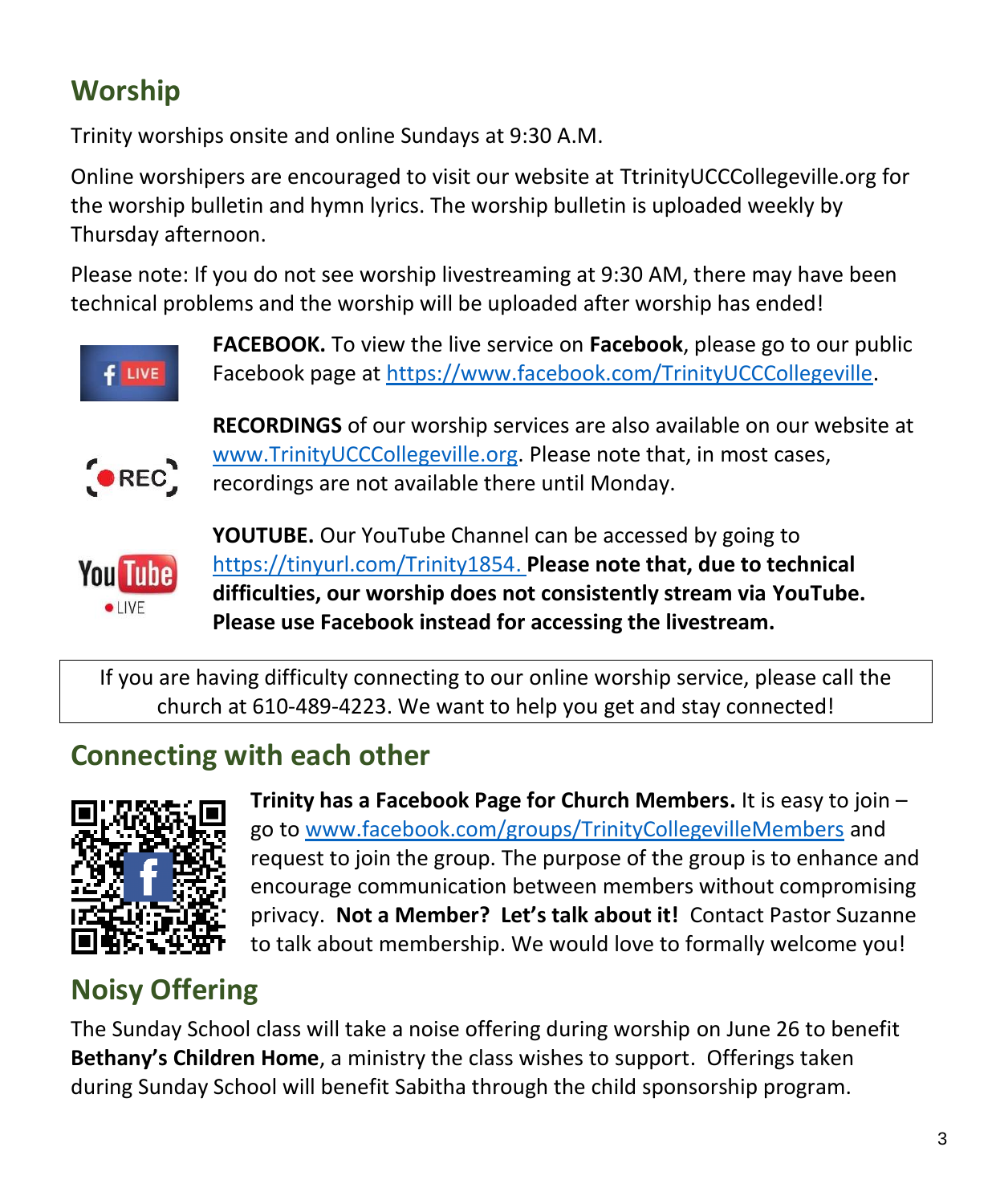## Worship

Trinity worships onsite and online Sundays at 9:30 A.M.

Online worshipers are encouraged to visit our website at TtrinityUCCCollegeville.org for the worship bulletin and hymn lyrics. The worship bulletin is uploaded weekly by Thursday afternoon.

Please note: If you do not see worship livestreaming at 9:30 AM, there may have been technical problems and the worship will be uploaded after worship has ended!

**FACEBOOK.** To view the live service on **Facebook**, please go to our public Facebook page at https://www.facebook.com/TrinityUCCCollegeville.

**RECORDINGS** of our worship services are also available on our website at www.TrinityUCCCollegeville.org. Please note that, in most cases, recordings are not available there until Monday.

**YOUTUBE.** Our YouTube Channel can be accessed by going to https://tinyurl.com/Trinity1854. **Please note that, due to technical difficulties, our worship does not consistently stream via YouTube. Please use Facebook instead for accessing the livestream.**

If you are having difficulty connecting to our online worship service, please call the church at 610-489-4223. We want to help you get and stay connected!

## Connecting with each other

**Trinity has a Facebook Page for Church Members.** It is easy to join – go to www.facebook.com/groups/TrinityCollegevilleMembers and request to join the group. The purpose of the group is to enhance and encourage communication between members without compromising privacy. **Not a Member? Let's talk about it!** Contact Pastor Suzanne to talk about membership. We would love to formally welcome you!

## Noisy Offering

The Sunday School class will take a noise offering during worship on June 26 to benefit **Bethany's Children Home**, a ministry the class wishes to support. Offerings taken during Sunday School will benefit Sabitha through the child sponsorship program.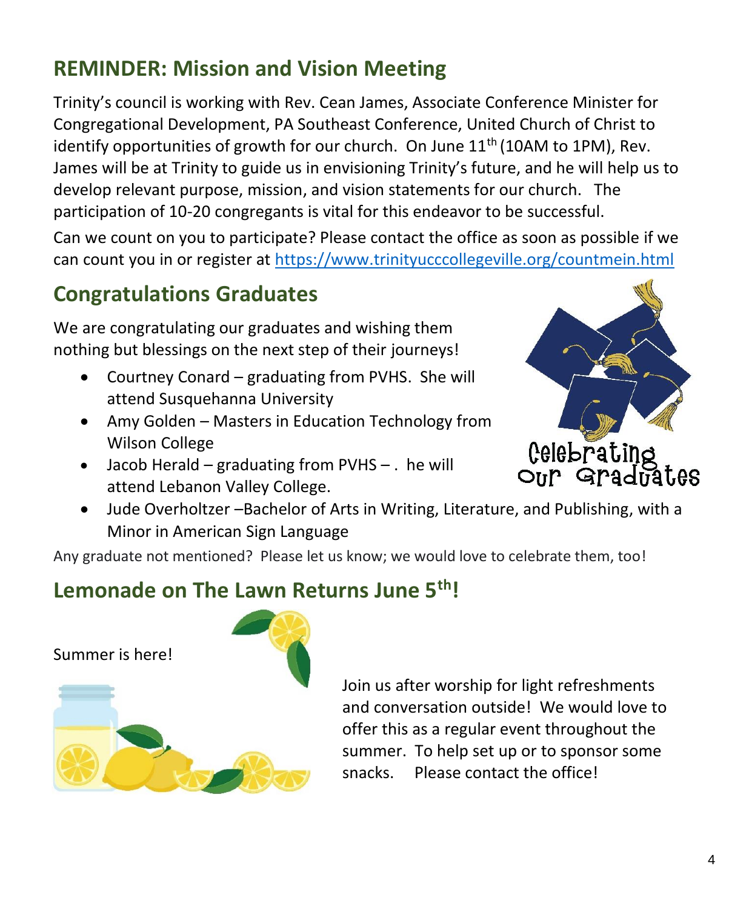## REMINDER: Mission and Vision Meeting

Trinity's council is working with Rev. Cean James, Associate Conference Minister for Congregational Development, PA Southeast Conference, United Church of Christ to identify opportunities of growth for our church. On June 11th (10AM to 1PM), Rev. James will be at Trinity to guide us in envisioning Trinity's future, and he will help us to develop relevant purpose, mission, and vision statements for our church. The participation of 10-20 congregants is vital for this endeavor to be successful.

Can we count on you to participate? Please contact the office as soon as possible if we can count you in or register at https://www.trinityucccollegeville.org/countmein.html

## Congratulations Graduates

We are congratulating our graduates and wishing them nothing but blessings on the next step of their journeys!

- Courtney Conard – graduating from PVHS. She will attend Susquehanna University
- Amy Golden – Masters in Education Technology from Wilson College
- Jacob Herald – graduating from PVHS – . he will attend Lebanon Valley College.
- Jude Overholtzer –Bachelor of Arts in Writing, Literature, and Publishing, with a Minor in American Sign Language

Celebrating Our Graduates

Any graduate not mentioned? Please let us know; we would love to celebrate them, too!

## Lemonade on The Lawn Returns June 5th!

Summer is here!

Join us after worship for light refreshments and conversation outside! We would love to offer this as a regular event throughout the summer. To help set up or to sponsor some snacks. Please contact the office!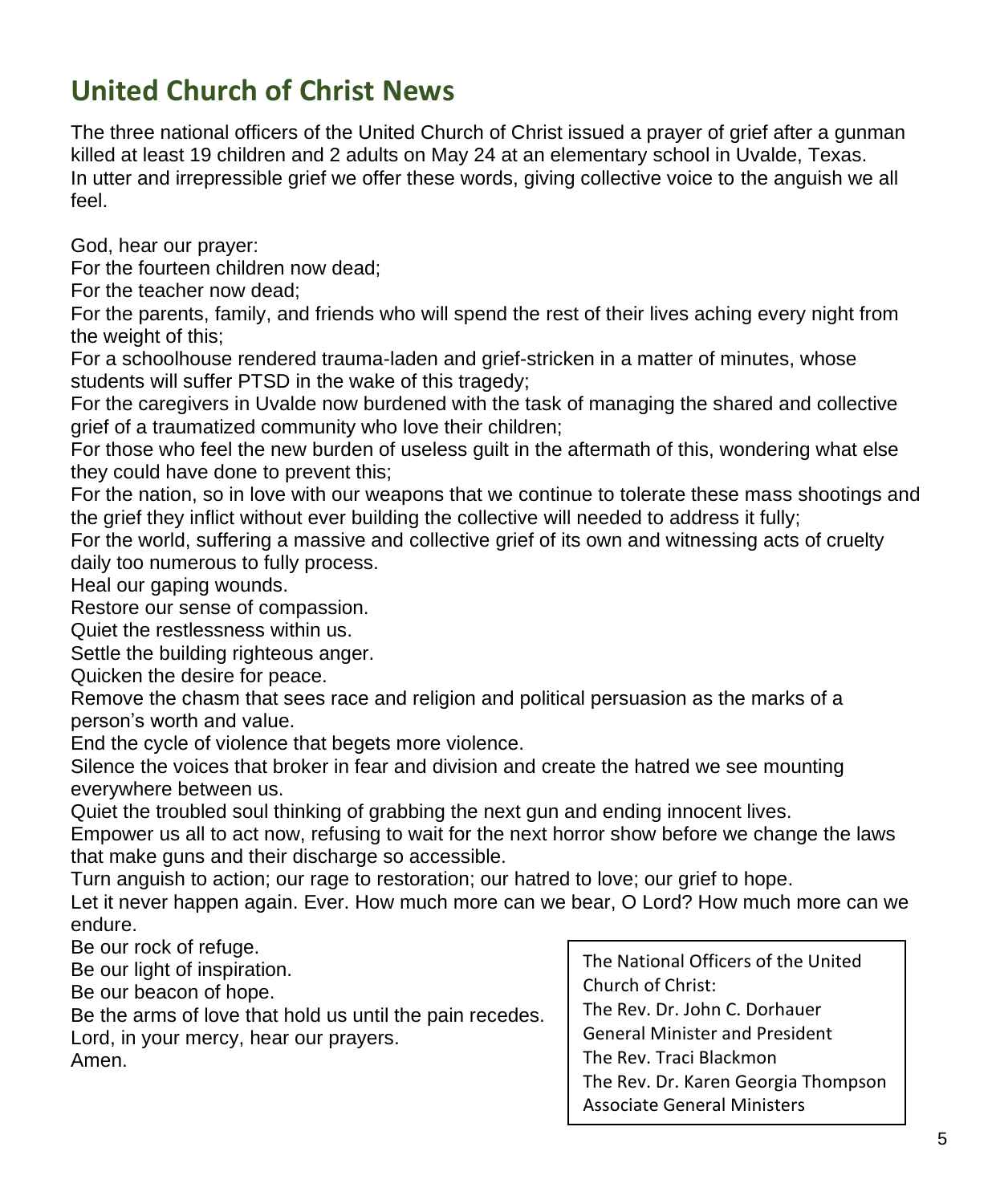## United Church of Christ News

The three national officers of the United Church of Christ issued a prayer of grief after a gunman killed at least 19 children and 2 adults on May 24 at an elementary school in Uvalde, Texas. In utter and irrepressible grief we offer these words, giving collective voice to the anguish we all feel.

God, hear our prayer:
For the fourteen children now dead;
For the teacher now dead;
For the parents, family, and friends who will spend the rest of their lives aching every night from the weight of this;
For a schoolhouse rendered trauma-laden and grief-stricken in a matter of minutes, whose students will suffer PTSD in the wake of this tragedy;
For the caregivers in Uvalde now burdened with the task of managing the shared and collective grief of a traumatized community who love their children;
For those who feel the new burden of useless guilt in the aftermath of this, wondering what else they could have done to prevent this;
For the nation, so in love with our weapons that we continue to tolerate these mass shootings and the grief they inflict without ever building the collective will needed to address it fully;
For the world, suffering a massive and collective grief of its own and witnessing acts of cruelty daily too numerous to fully process.
Heal our gaping wounds.
Restore our sense of compassion.
Quiet the restlessness within us.
Settle the building righteous anger.
Quicken the desire for peace.
Remove the chasm that sees race and religion and political persuasion as the marks of a person's worth and value.
End the cycle of violence that begets more violence.
Silence the voices that broker in fear and division and create the hatred we see mounting everywhere between us.
Quiet the troubled soul thinking of grabbing the next gun and ending innocent lives.
Empower us all to act now, refusing to wait for the next horror show before we change the laws that make guns and their discharge so accessible.
Turn anguish to action; our rage to restoration; our hatred to love; our grief to hope.
Let it never happen again. Ever. How much more can we bear, O Lord? How much more can we endure.
Be our rock of refuge.
Be our light of inspiration.
Be our beacon of hope.
Be the arms of love that hold us until the pain recedes.
Lord, in your mercy, hear our prayers.
Amen.

The National Officers of the United Church of Christ:
The Rev. Dr. John C. Dorhauer
General Minister and President
The Rev. Traci Blackmon
The Rev. Dr. Karen Georgia Thompson
Associate General Ministers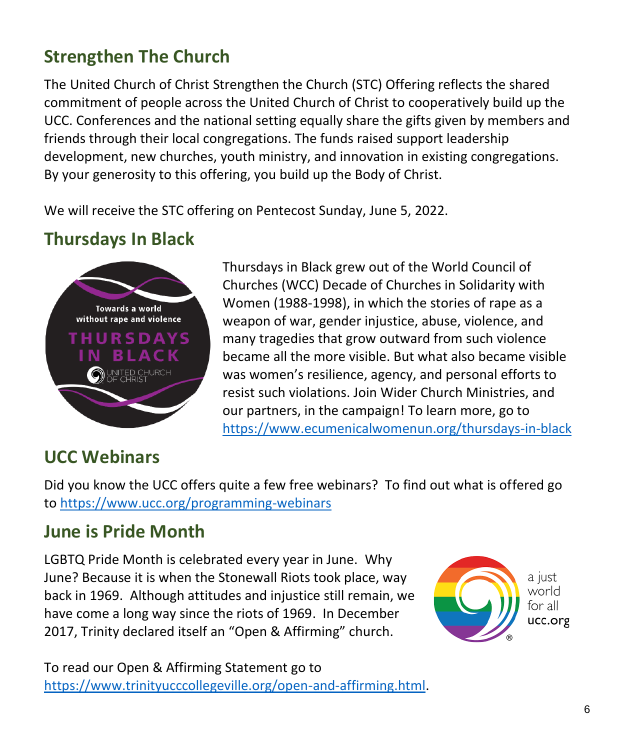## Strengthen The Church

The United Church of Christ Strengthen the Church (STC) Offering reflects the shared commitment of people across the United Church of Christ to cooperatively build up the UCC. Conferences and the national setting equally share the gifts given by members and friends through their local congregations. The funds raised support leadership development, new churches, youth ministry, and innovation in existing congregations. By your generosity to this offering, you build up the Body of Christ.

We will receive the STC offering on Pentecost Sunday, June 5, 2022.

## Thursdays In Black

Thursdays in Black grew out of the World Council of Churches (WCC) Decade of Churches in Solidarity with Women (1988-1998), in which the stories of rape as a weapon of war, gender injustice, abuse, violence, and many tragedies that grow outward from such violence became all the more visible. But what also became visible was women's resilience, agency, and personal efforts to resist such violations. Join Wider Church Ministries, and our partners, in the campaign! To learn more, go to https://www.ecumenicalwomenun.org/thursdays-in-black

## UCC Webinars

Did you know the UCC offers quite a few free webinars? To find out what is offered go to https://www.ucc.org/programming-webinars

## June is Pride Month

LGBTQ Pride Month is celebrated every year in June. Why June? Because it is when the Stonewall Riots took place, way back in 1969. Although attitudes and injustice still remain, we have come a long way since the riots of 1969. In December 2017, Trinity declared itself an "Open & Affirming" church.

To read our Open & Affirming Statement go to https://www.trinityucccollegeville.org/open-and-affirming.html.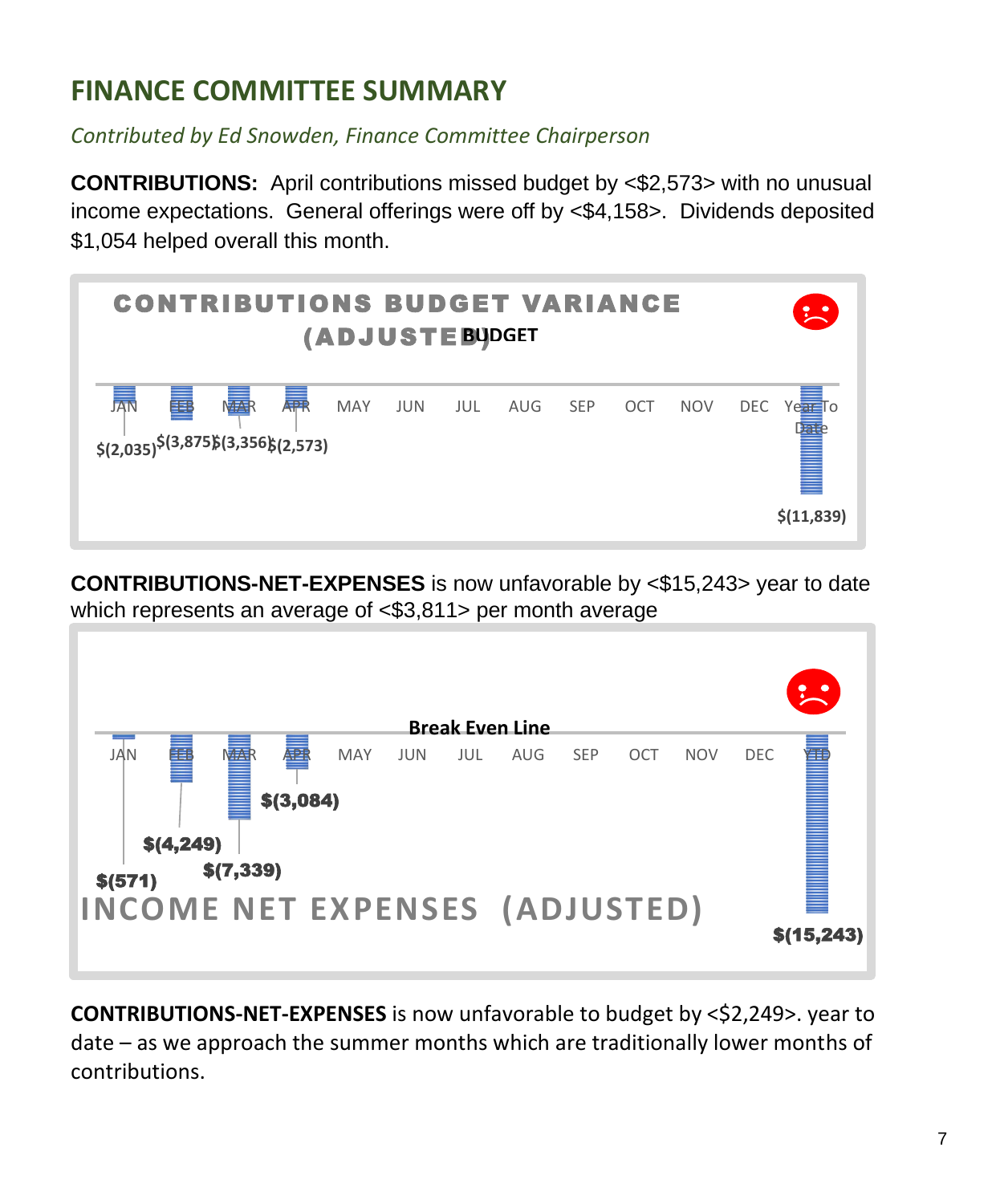## FINANCE COMMITTEE SUMMARY

*Contributed by Ed Snowden, Finance Committee Chairperson*

**CONTRIBUTIONS:** April contributions missed budget by <$2,573> with no unusual income expectations. General offerings were off by <$4,158>. Dividends deposited $1,054 helped overall this month.

**CONTRIBUTIONS BUDGET VARIANCE (ADJUSTED BUDGET)**

| JAN | FEB | MAR | APR | MAY | JUN | JUL | AUG | SEP | OCT | NOV | DEC | Year To Date |
|---|---|---|---|---|---|---|---|---|---|---|---|---|
| $(2,035) | $(3,875) | $(3,356) | $(2,573) | | | | | | | | | $(11,839) |

**CONTRIBUTIONS-NET-EXPENSES** is now unfavorable by <$15,243> year to date which represents an average of <$3,811> per month average

**INCOME NET EXPENSES (ADJUSTED)**

Break Even Line

| JAN | FEB | MAR | APR | MAY | JUN | JUL | AUG | SEP | OCT | NOV | DEC | YTD |
|---|---|---|---|---|---|---|---|---|---|---|---|---|
| $(571) | $(4,249) | $(7,339) | $(3,084) | | | | | | | | | $(15,243) |

**CONTRIBUTIONS-NET-EXPENSES** is now unfavorable to budget by <$2,249>. year to date – as we approach the summer months which are traditionally lower months of contributions.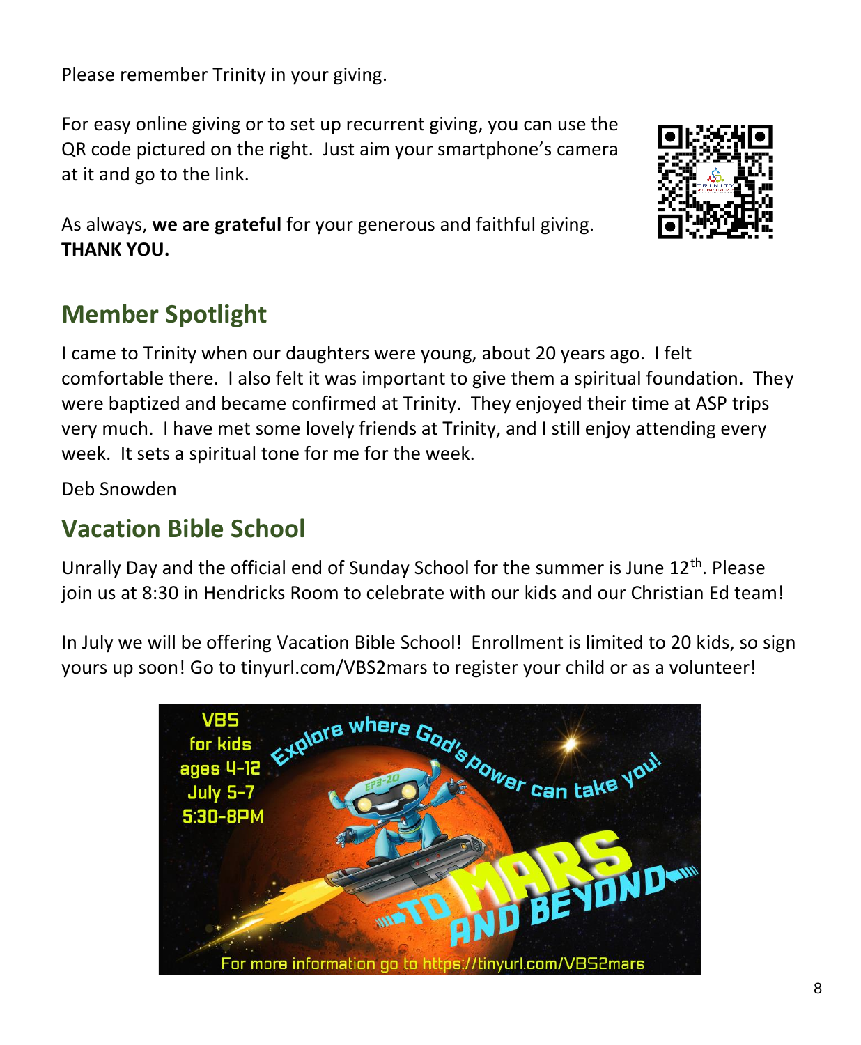Please remember Trinity in your giving.

For easy online giving or to set up recurrent giving, you can use the QR code pictured on the right. Just aim your smartphone's camera at it and go to the link.

As always, **we are grateful** for your generous and faithful giving. **THANK YOU.**

## Member Spotlight

I came to Trinity when our daughters were young, about 20 years ago. I felt comfortable there. I also felt it was important to give them a spiritual foundation. They were baptized and became confirmed at Trinity. They enjoyed their time at ASP trips very much. I have met some lovely friends at Trinity, and I still enjoy attending every week. It sets a spiritual tone for me for the week.

Deb Snowden

## Vacation Bible School

Unrally Day and the official end of Sunday School for the summer is June 12th. Please join us at 8:30 in Hendricks Room to celebrate with our kids and our Christian Ed team!

In July we will be offering Vacation Bible School! Enrollment is limited to 20 kids, so sign yours up soon! Go to tinyurl.com/VBS2mars to register your child or as a volunteer!

VBS for kids ages 4-12 July 5-7 5:30-8PM

Explore where God's power can take you!

TO MARS AND BEYOND

For more information go to https://tinyurl.com/VBS2mars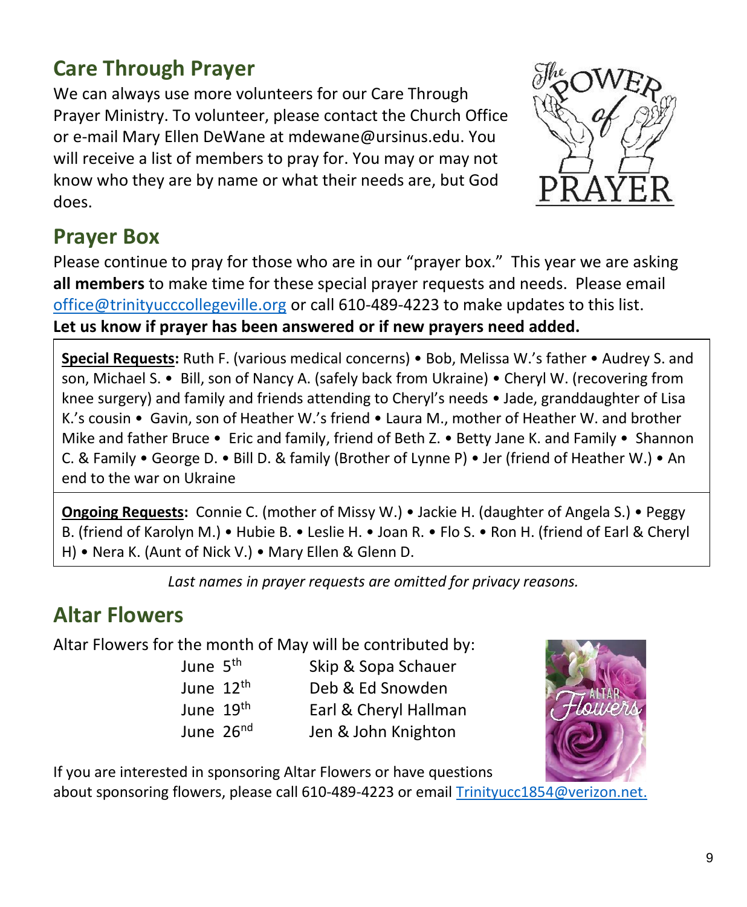## Care Through Prayer

We can always use more volunteers for our Care Through Prayer Ministry. To volunteer, please contact the Church Office or e-mail Mary Ellen DeWane at mdewane@ursinus.edu. You will receive a list of members to pray for. You may or may not know who they are by name or what their needs are, but God does.

## Prayer Box

Please continue to pray for those who are in our "prayer box." This year we are asking **all members** to make time for these special prayer requests and needs. Please email office@trinityucccollegeville.org or call 610-489-4223 to make updates to this list.
**Let us know if prayer has been answered or if new prayers need added.**

**Special Requests:** Ruth F. (various medical concerns) • Bob, Melissa W.'s father • Audrey S. and son, Michael S. • Bill, son of Nancy A. (safely back from Ukraine) • Cheryl W. (recovering from knee surgery) and family and friends attending to Cheryl's needs • Jade, granddaughter of Lisa K.'s cousin • Gavin, son of Heather W.'s friend • Laura M., mother of Heather W. and brother Mike and father Bruce • Eric and family, friend of Beth Z. • Betty Jane K. and Family • Shannon C. & Family • George D. • Bill D. & family (Brother of Lynne P) • Jer (friend of Heather W.) • An end to the war on Ukraine

**Ongoing Requests:** Connie C. (mother of Missy W.) • Jackie H. (daughter of Angela S.) • Peggy B. (friend of Karolyn M.) • Hubie B. • Leslie H. • Joan R. • Flo S. • Ron H. (friend of Earl & Cheryl H) • Nera K. (Aunt of Nick V.) • Mary Ellen & Glenn D.

*Last names in prayer requests are omitted for privacy reasons.*

## Altar Flowers

Altar Flowers for the month of May will be contributed by:

| | |
|---|---|
| June 5th | Skip & Sopa Schauer |
| June 12th | Deb & Ed Snowden |
| June 19th | Earl & Cheryl Hallman |
| June 26nd | Jen & John Knighton |

If you are interested in sponsoring Altar Flowers or have questions about sponsoring flowers, please call 610-489-4223 or email Trinityucc1854@verizon.net.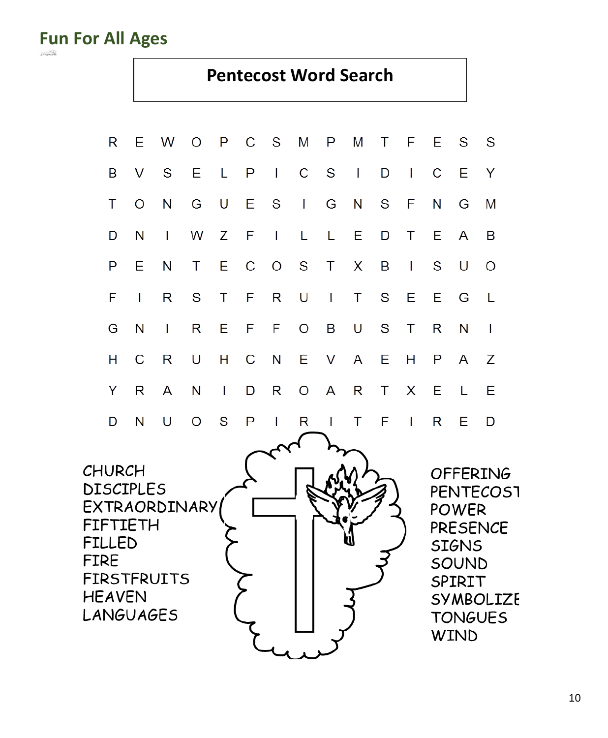## Fun For All Ages

# Pentecost Word Search

```
R E W O P C S M P M T F E S S
B V S E L P I C S I D I C E Y
T O N G U E S I G N S F N G M
D N I W Z F I L L E D T E A B
P E N T E C O S T X B I S U O
F I R S T F R U I T S E E G L
G N I R E F F O B U S T R N I
H C R U H C N E V A E H P A Z
Y R A N I D R O A R T X E L E
D N U O S P I R I T F I R E D
```

- CHURCH
- DISCIPLES
- EXTRAORDINARY
- FIFTIETH
- FILLED
- FIRE
- FIRSTFRUITS
- HEAVEN
- LANGUAGES
- OFFERING
- PENTECOST
- POWER
- PRESENCE
- SIGNS
- SOUND
- SPIRIT
- SYMBOLIZE
- TONGUES
- WIND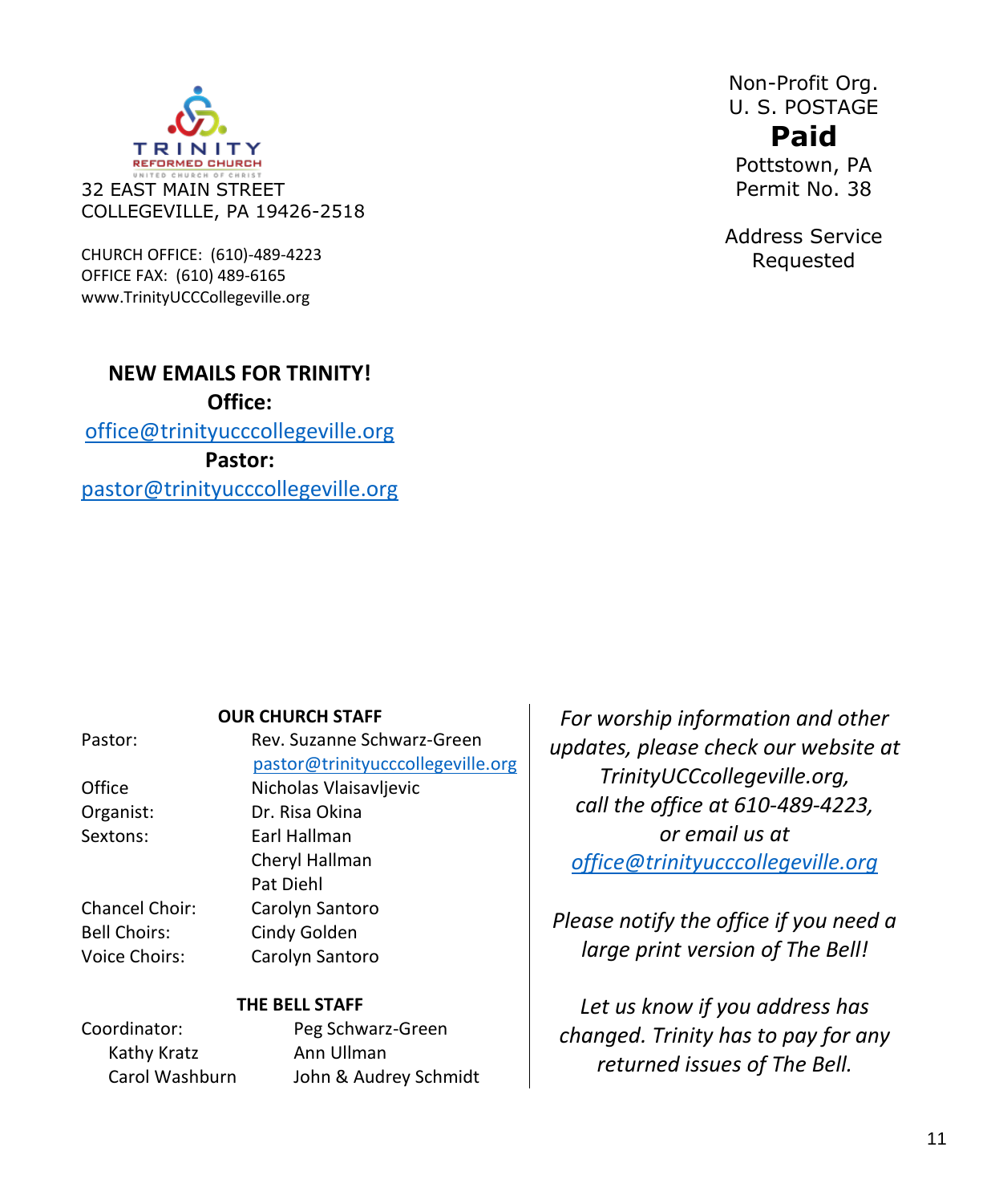TRINITY
REFORMED CHURCH
UNITED CHURCH OF CHRIST

32 EAST MAIN STREET
COLLEGEVILLE, PA 19426-2518

CHURCH OFFICE: (610)-489-4223
OFFICE FAX: (610) 489-6165
www.TrinityUCCCollegeville.org

Non-Profit Org.
U. S. POSTAGE
**Paid**
Pottstown, PA
Permit No. 38

Address Service Requested

**NEW EMAILS FOR TRINITY!**

**Office:**
office@trinityucccollegeville.org

**Pastor:**
pastor@trinityucccollegeville.org

**OUR CHURCH STAFF**

| | |
|---|---|
| Pastor: | Rev. Suzanne Schwarz-Green |
| | pastor@trinityucccollegeville.org |
| Office | Nicholas Vlaisavljevic |
| Organist: | Dr. Risa Okina |
| Sextons: | Earl Hallman |
| | Cheryl Hallman |
| | Pat Diehl |
| Chancel Choir: | Carolyn Santoro |
| Bell Choirs: | Cindy Golden |
| Voice Choirs: | Carolyn Santoro |

**THE BELL STAFF**

| | |
|---|---|
| Coordinator: | Peg Schwarz-Green |
| Kathy Kratz | Ann Ullman |
| Carol Washburn | John & Audrey Schmidt |

*For worship information and other updates, please check our website at TrinityUCCcollegeville.org, call the office at 610-489-4223, or email us at office@trinityucccollegeville.org*

*Please notify the office if you need a large print version of The Bell!*

*Let us know if you address has changed. Trinity has to pay for any returned issues of The Bell.*